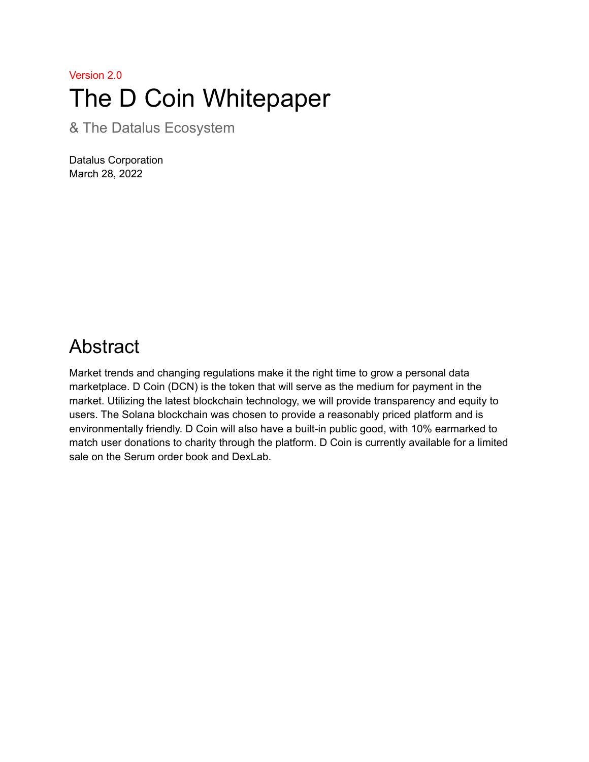Version 2.0

# The D Coin Whitepaper

& The Datalus Ecosystem

Datalus Corporation
March 28, 2022

## Abstract

Market trends and changing regulations make it the right time to grow a personal data marketplace. D Coin (DCN) is the token that will serve as the medium for payment in the market. Utilizing the latest blockchain technology, we will provide transparency and equity to users. The Solana blockchain was chosen to provide a reasonably priced platform and is environmentally friendly. D Coin will also have a built-in public good, with 10% earmarked to match user donations to charity through the platform. D Coin is currently available for a limited sale on the Serum order book and DexLab.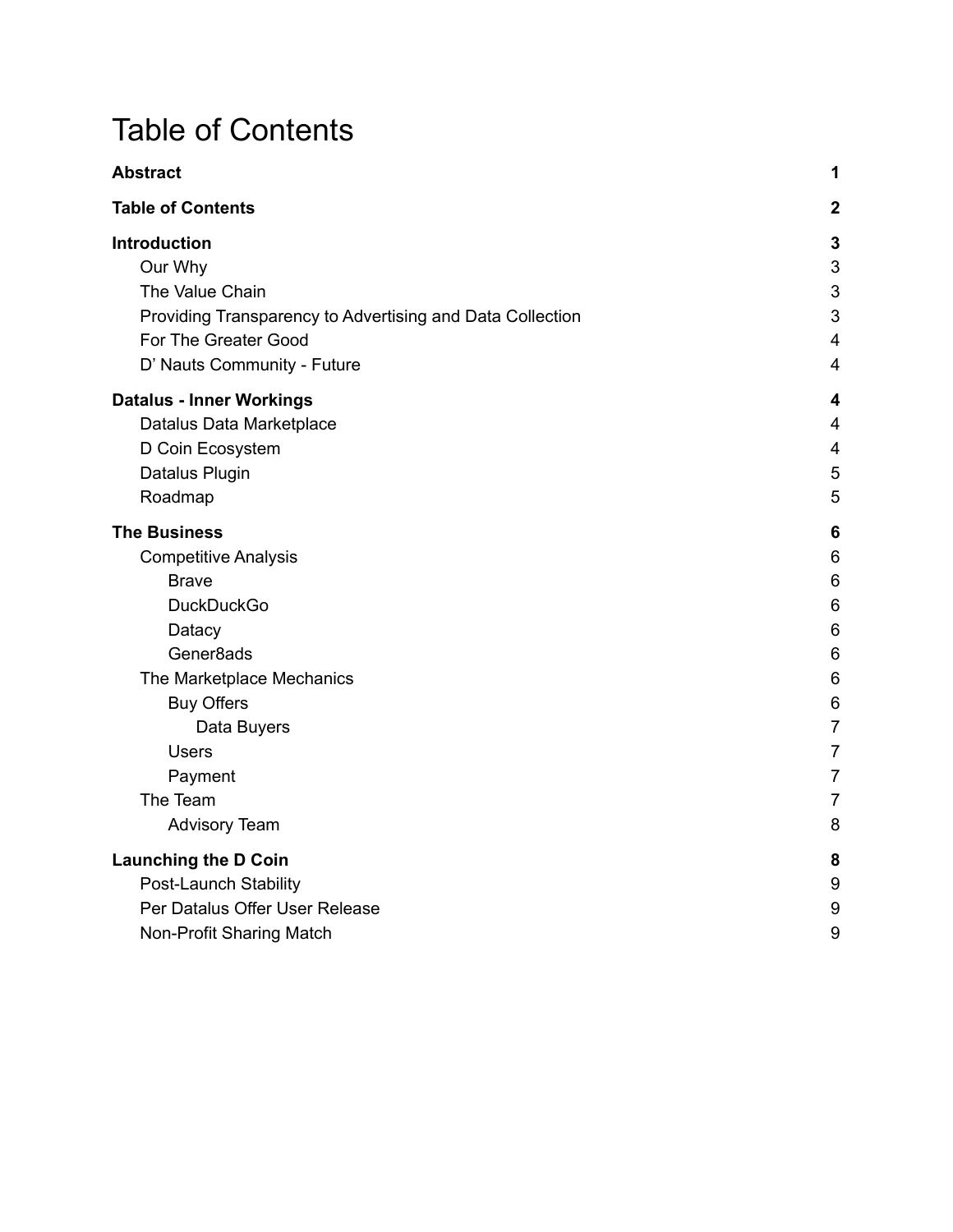# Table of Contents

| | |
|---|---|
| **Abstract** | **1** |
| **Table of Contents** | **2** |
| **Introduction** | **3** |
| Our Why | 3 |
| The Value Chain | 3 |
| Providing Transparency to Advertising and Data Collection | 3 |
| For The Greater Good | 4 |
| D' Nauts Community - Future | 4 |
| **Datalus - Inner Workings** | **4** |
| Datalus Data Marketplace | 4 |
| D Coin Ecosystem | 4 |
| Datalus Plugin | 5 |
| Roadmap | 5 |
| **The Business** | **6** |
| Competitive Analysis | 6 |
| Brave | 6 |
| DuckDuckGo | 6 |
| Datacy | 6 |
| Gener8ads | 6 |
| The Marketplace Mechanics | 6 |
| Buy Offers | 6 |
| Data Buyers | 7 |
| Users | 7 |
| Payment | 7 |
| The Team | 7 |
| Advisory Team | 8 |
| **Launching the D Coin** | **8** |
| Post-Launch Stability | 9 |
| Per Datalus Offer User Release | 9 |
| Non-Profit Sharing Match | 9 |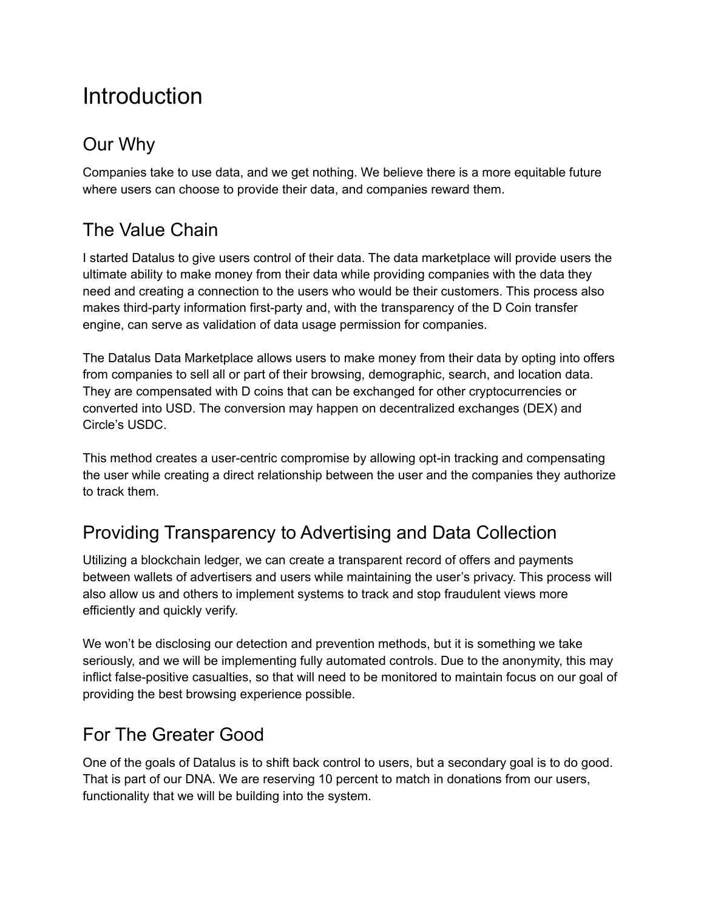# Introduction

## Our Why

Companies take to use data, and we get nothing. We believe there is a more equitable future where users can choose to provide their data, and companies reward them.

## The Value Chain

I started Datalus to give users control of their data. The data marketplace will provide users the ultimate ability to make money from their data while providing companies with the data they need and creating a connection to the users who would be their customers. This process also makes third-party information first-party and, with the transparency of the D Coin transfer engine, can serve as validation of data usage permission for companies.

The Datalus Data Marketplace allows users to make money from their data by opting into offers from companies to sell all or part of their browsing, demographic, search, and location data. They are compensated with D coins that can be exchanged for other cryptocurrencies or converted into USD. The conversion may happen on decentralized exchanges (DEX) and Circle's USDC.

This method creates a user-centric compromise by allowing opt-in tracking and compensating the user while creating a direct relationship between the user and the companies they authorize to track them.

## Providing Transparency to Advertising and Data Collection

Utilizing a blockchain ledger, we can create a transparent record of offers and payments between wallets of advertisers and users while maintaining the user's privacy. This process will also allow us and others to implement systems to track and stop fraudulent views more efficiently and quickly verify.

We won't be disclosing our detection and prevention methods, but it is something we take seriously, and we will be implementing fully automated controls. Due to the anonymity, this may inflict false-positive casualties, so that will need to be monitored to maintain focus on our goal of providing the best browsing experience possible.

## For The Greater Good

One of the goals of Datalus is to shift back control to users, but a secondary goal is to do good. That is part of our DNA. We are reserving 10 percent to match in donations from our users, functionality that we will be building into the system.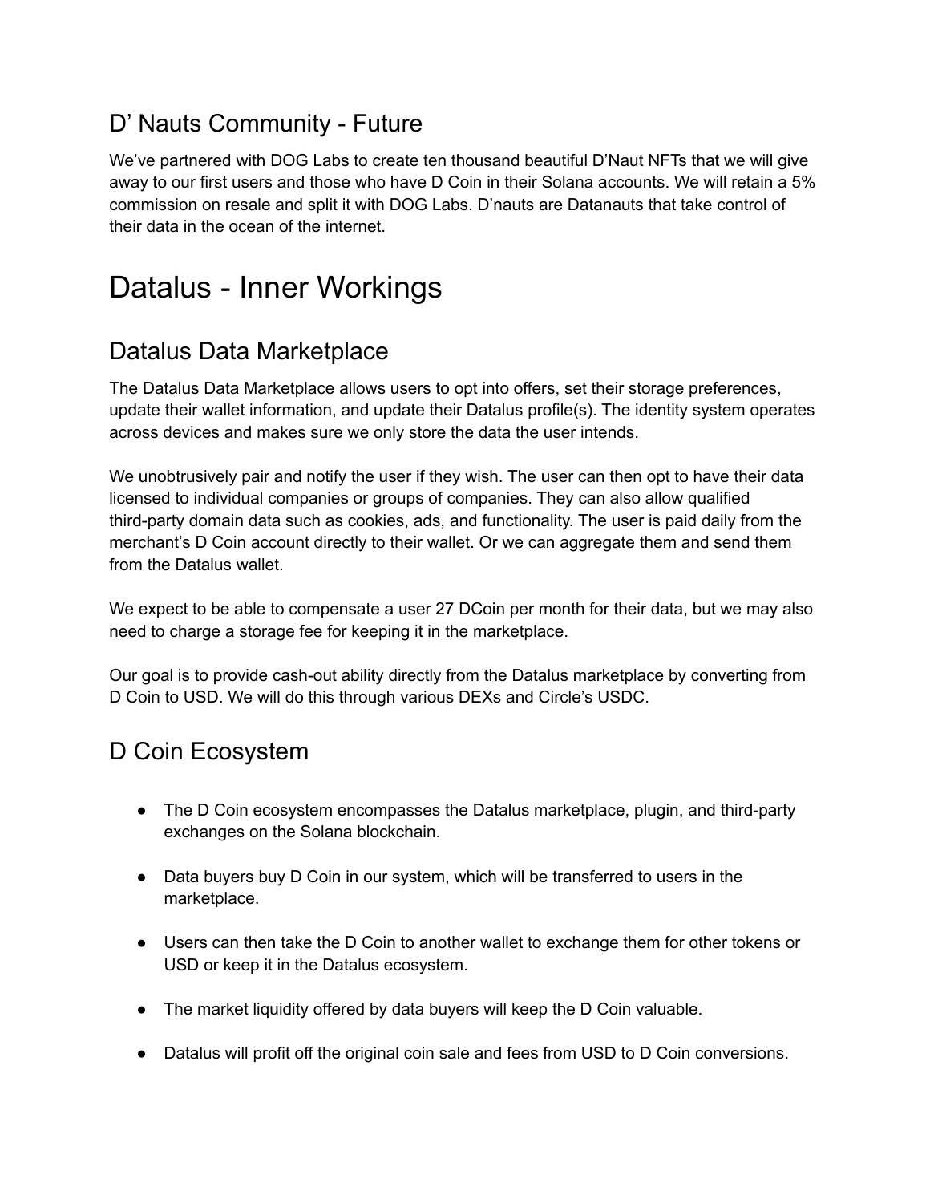## D’ Nauts Community - Future

We’ve partnered with DOG Labs to create ten thousand beautiful D’Naut NFTs that we will give away to our first users and those who have D Coin in their Solana accounts. We will retain a 5% commission on resale and split it with DOG Labs. D’nauts are Datanauts that take control of their data in the ocean of the internet.

# Datalus - Inner Workings

## Datalus Data Marketplace

The Datalus Data Marketplace allows users to opt into offers, set their storage preferences, update their wallet information, and update their Datalus profile(s). The identity system operates across devices and makes sure we only store the data the user intends.

We unobtrusively pair and notify the user if they wish. The user can then opt to have their data licensed to individual companies or groups of companies. They can also allow qualified third-party domain data such as cookies, ads, and functionality. The user is paid daily from the merchant’s D Coin account directly to their wallet. Or we can aggregate them and send them from the Datalus wallet.

We expect to be able to compensate a user 27 DCoin per month for their data, but we may also need to charge a storage fee for keeping it in the marketplace.

Our goal is to provide cash-out ability directly from the Datalus marketplace by converting from D Coin to USD. We will do this through various DEXs and Circle’s USDC.

## D Coin Ecosystem

- The D Coin ecosystem encompasses the Datalus marketplace, plugin, and third-party exchanges on the Solana blockchain.
- Data buyers buy D Coin in our system, which will be transferred to users in the marketplace.
- Users can then take the D Coin to another wallet to exchange them for other tokens or USD or keep it in the Datalus ecosystem.
- The market liquidity offered by data buyers will keep the D Coin valuable.
- Datalus will profit off the original coin sale and fees from USD to D Coin conversions.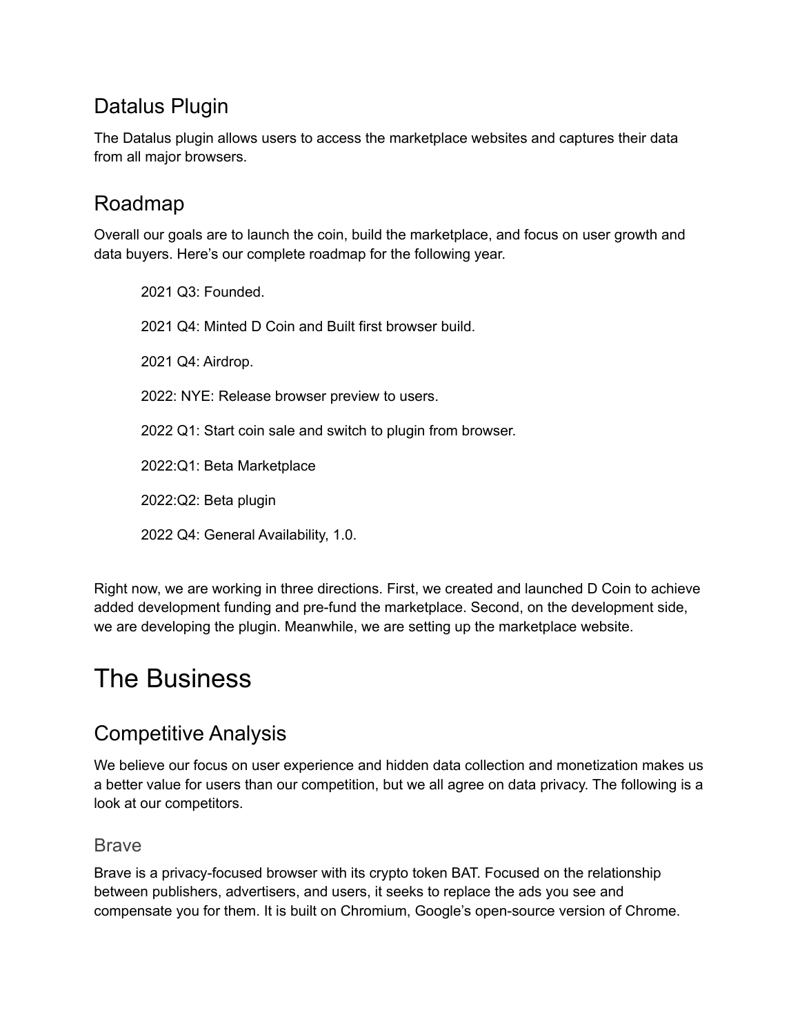## Datalus Plugin

The Datalus plugin allows users to access the marketplace websites and captures their data from all major browsers.

## Roadmap

Overall our goals are to launch the coin, build the marketplace, and focus on user growth and data buyers. Here's our complete roadmap for the following year.

2021 Q3: Founded.

2021 Q4: Minted D Coin and Built first browser build.

2021 Q4: Airdrop.

2022: NYE: Release browser preview to users.

2022 Q1: Start coin sale and switch to plugin from browser.

2022:Q1: Beta Marketplace

2022:Q2: Beta plugin

2022 Q4: General Availability, 1.0.

Right now, we are working in three directions. First, we created and launched D Coin to achieve added development funding and pre-fund the marketplace. Second, on the development side, we are developing the plugin. Meanwhile, we are setting up the marketplace website.

# The Business

## Competitive Analysis

We believe our focus on user experience and hidden data collection and monetization makes us a better value for users than our competition, but we all agree on data privacy. The following is a look at our competitors.

### Brave

Brave is a privacy-focused browser with its crypto token BAT. Focused on the relationship between publishers, advertisers, and users, it seeks to replace the ads you see and compensate you for them. It is built on Chromium, Google's open-source version of Chrome.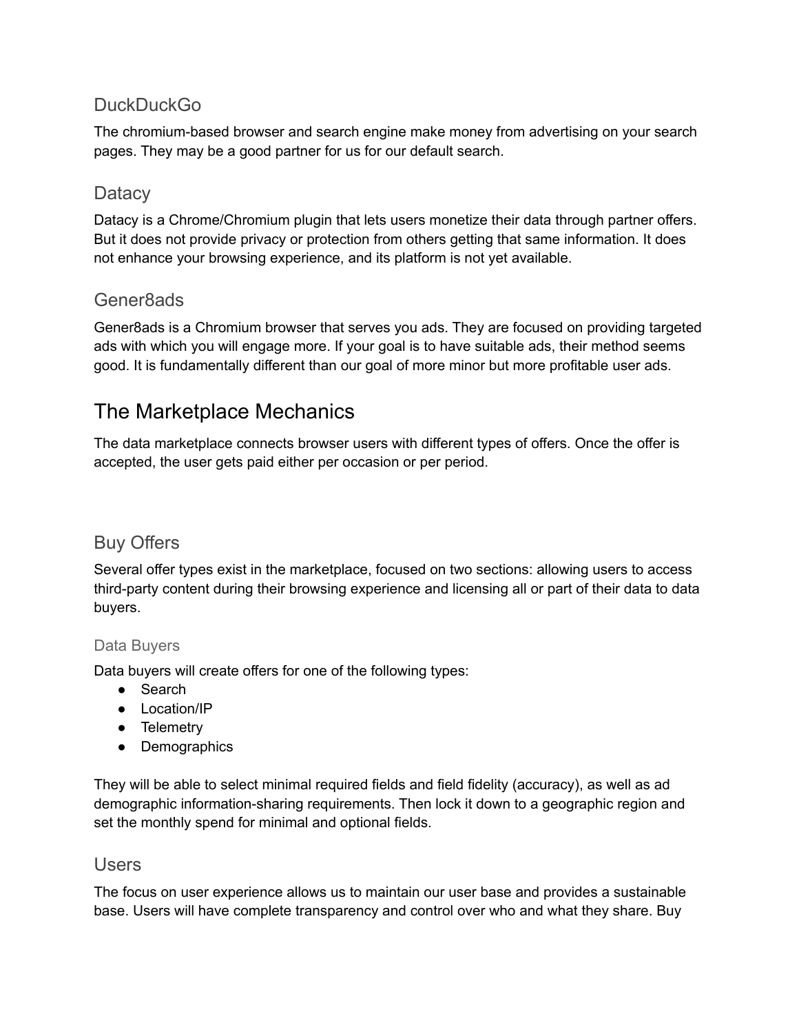### DuckDuckGo

The chromium-based browser and search engine make money from advertising on your search pages. They may be a good partner for us for our default search.

### Datacy

Datacy is a Chrome/Chromium plugin that lets users monetize their data through partner offers. But it does not provide privacy or protection from others getting that same information. It does not enhance your browsing experience, and its platform is not yet available.

### Gener8ads

Gener8ads is a Chromium browser that serves you ads. They are focused on providing targeted ads with which you will engage more. If your goal is to have suitable ads, their method seems good. It is fundamentally different than our goal of more minor but more profitable user ads.

## The Marketplace Mechanics

The data marketplace connects browser users with different types of offers. Once the offer is accepted, the user gets paid either per occasion or per period.

### Buy Offers

Several offer types exist in the marketplace, focused on two sections: allowing users to access third-party content during their browsing experience and licensing all or part of their data to data buyers.

#### Data Buyers

Data buyers will create offers for one of the following types:

- Search
- Location/IP
- Telemetry
- Demographics

They will be able to select minimal required fields and field fidelity (accuracy), as well as ad demographic information-sharing requirements. Then lock it down to a geographic region and set the monthly spend for minimal and optional fields.

### Users

The focus on user experience allows us to maintain our user base and provides a sustainable base. Users will have complete transparency and control over who and what they share. Buy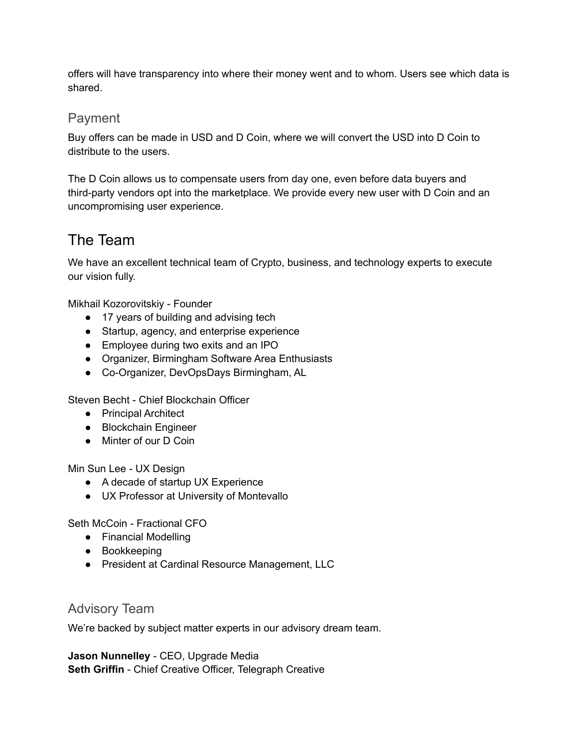offers will have transparency into where their money went and to whom. Users see which data is shared.

### Payment

Buy offers can be made in USD and D Coin, where we will convert the USD into D Coin to distribute to the users.

The D Coin allows us to compensate users from day one, even before data buyers and third-party vendors opt into the marketplace. We provide every new user with D Coin and an uncompromising user experience.

## The Team

We have an excellent technical team of Crypto, business, and technology experts to execute our vision fully.

Mikhail Kozorovitskiy - Founder

- 17 years of building and advising tech
- Startup, agency, and enterprise experience
- Employee during two exits and an IPO
- Organizer, Birmingham Software Area Enthusiasts
- Co-Organizer, DevOpsDays Birmingham, AL

Steven Becht - Chief Blockchain Officer

- Principal Architect
- Blockchain Engineer
- Minter of our D Coin

Min Sun Lee - UX Design

- A decade of startup UX Experience
- UX Professor at University of Montevallo

Seth McCoin - Fractional CFO

- Financial Modelling
- Bookkeeping
- President at Cardinal Resource Management, LLC

### Advisory Team

We're backed by subject matter experts in our advisory dream team.

**Jason Nunnelley** - CEO, Upgrade Media
**Seth Griffin** - Chief Creative Officer, Telegraph Creative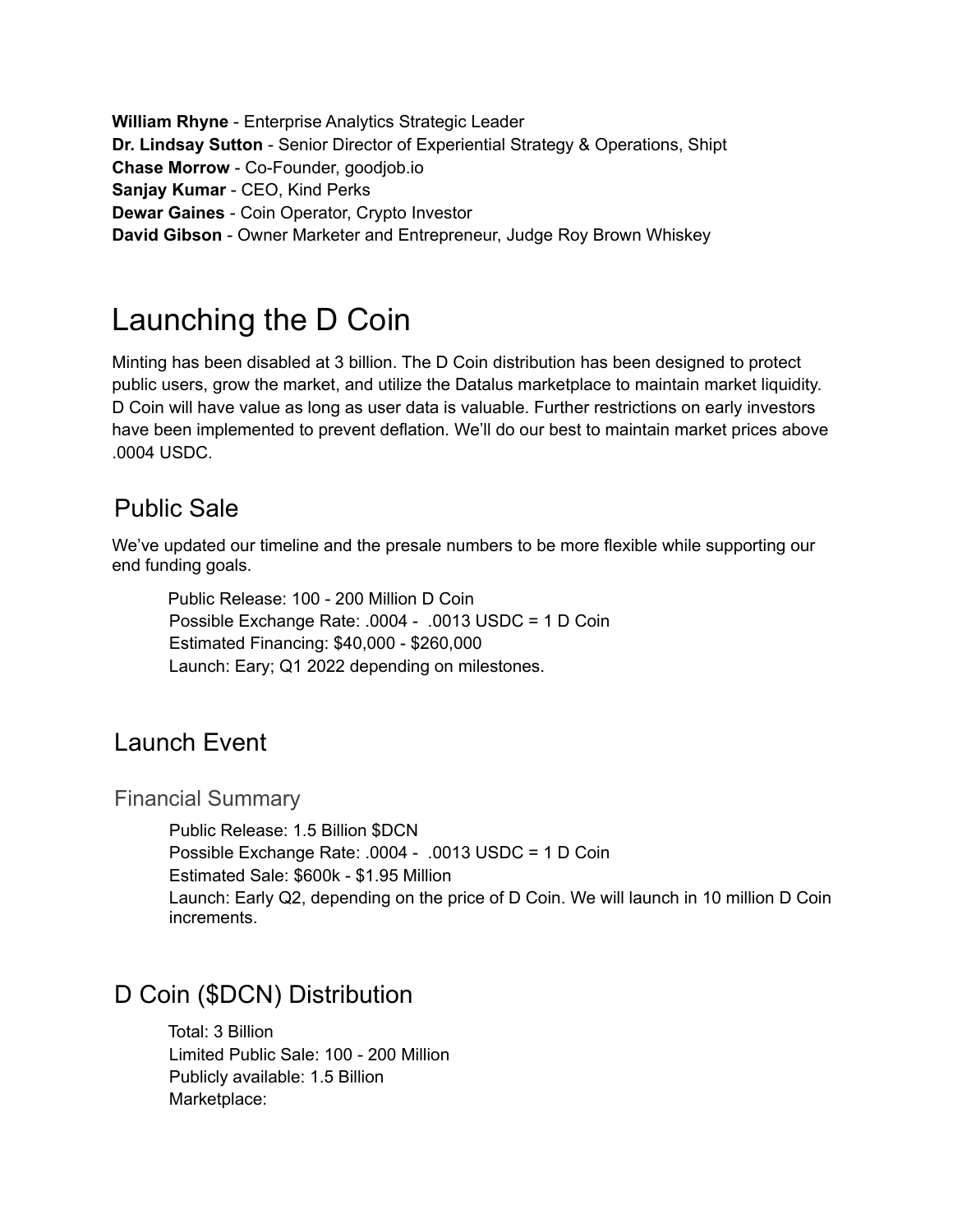**William Rhyne** - Enterprise Analytics Strategic Leader
**Dr. Lindsay Sutton** - Senior Director of Experiential Strategy & Operations, Shipt
**Chase Morrow** - Co-Founder, goodjob.io
**Sanjay Kumar** - CEO, Kind Perks
**Dewar Gaines** - Coin Operator, Crypto Investor
**David Gibson** - Owner Marketer and Entrepreneur, Judge Roy Brown Whiskey

# Launching the D Coin

Minting has been disabled at 3 billion. The D Coin distribution has been designed to protect public users, grow the market, and utilize the Datalus marketplace to maintain market liquidity. D Coin will have value as long as user data is valuable. Further restrictions on early investors have been implemented to prevent deflation. We'll do our best to maintain market prices above .0004 USDC.

## Public Sale

We've updated our timeline and the presale numbers to be more flexible while supporting our end funding goals.

Public Release: 100 - 200 Million D Coin
Possible Exchange Rate: .0004 - .0013 USDC = 1 D Coin
Estimated Financing: $40,000 - $260,000
Launch: Eary; Q1 2022 depending on milestones.

## Launch Event

### Financial Summary

Public Release: 1.5 Billion $DCN
Possible Exchange Rate: .0004 - .0013 USDC = 1 D Coin
Estimated Sale: $600k - $1.95 Million
Launch: Early Q2, depending on the price of D Coin. We will launch in 10 million D Coin increments.

## D Coin ($DCN) Distribution

Total: 3 Billion
Limited Public Sale: 100 - 200 Million
Publicly available: 1.5 Billion
Marketplace: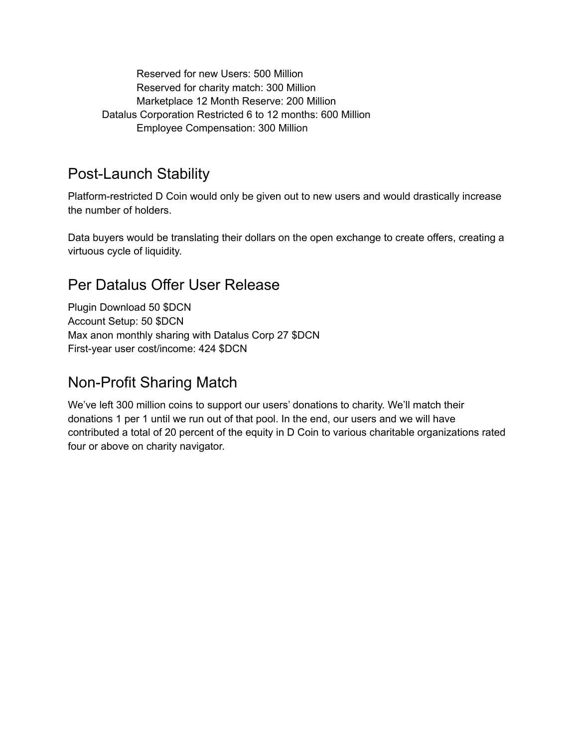- Reserved for new Users: 500 Million
- Reserved for charity match: 300 Million
- Marketplace 12 Month Reserve: 200 Million

Datalus Corporation Restricted 6 to 12 months: 600 Million

- Employee Compensation: 300 Million

## Post-Launch Stability

Platform-restricted D Coin would only be given out to new users and would drastically increase the number of holders.

Data buyers would be translating their dollars on the open exchange to create offers, creating a virtuous cycle of liquidity.

## Per Datalus Offer User Release

Plugin Download 50 $DCN
Account Setup: 50 $DCN
Max anon monthly sharing with Datalus Corp 27 $DCN
First-year user cost/income: 424 $DCN

## Non-Profit Sharing Match

We've left 300 million coins to support our users' donations to charity. We'll match their donations 1 per 1 until we run out of that pool. In the end, our users and we will have contributed a total of 20 percent of the equity in D Coin to various charitable organizations rated four or above on charity navigator.